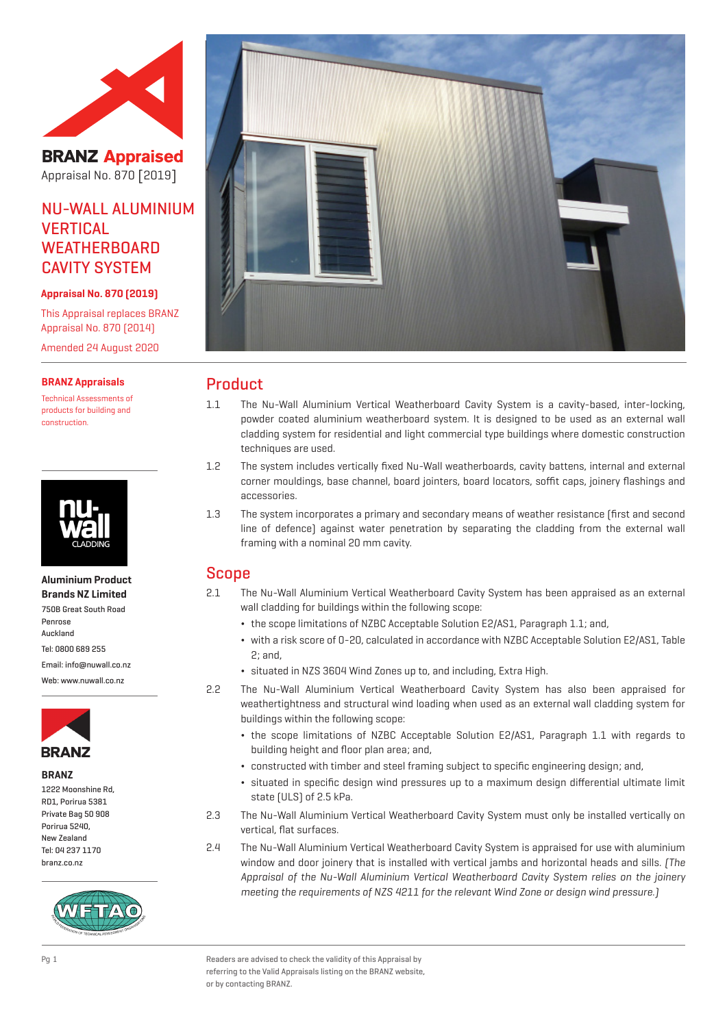**BRANZ Appraised**

Appraisal No. 870 [2019]

# NU-WALL ALUMINIUM VERTICAL WEATHERBOARD CAVITY SYSTEM

**Appraisal No. 870 (2019)**

This Appraisal replaces BRANZ Appraisal No. 870 (2014)

Amended 24 August 2020

**BRANZ Appraisals**

Technical Assessments of products for building and construction.

**Aluminium Product Brands NZ Limited**

750B Great South Road
Penrose
Auckland

Tel: 0800 689 255

Email: info@nuwall.co.nz

Web: www.nuwall.co.nz

**BRANZ**

1222 Moonshine Rd,
RD1, Porirua 5381
Private Bag 50 908
Porirua 5240,
New Zealand
Tel: 04 237 1170
branz.co.nz

## Product

1.1 The Nu-Wall Aluminium Vertical Weatherboard Cavity System is a cavity-based, inter-locking, powder coated aluminium weatherboard system. It is designed to be used as an external wall cladding system for residential and light commercial type buildings where domestic construction techniques are used.

1.2 The system includes vertically fixed Nu-Wall weatherboards, cavity battens, internal and external corner mouldings, base channel, board jointers, board locators, soffit caps, joinery flashings and accessories.

1.3 The system incorporates a primary and secondary means of weather resistance (first and second line of defence) against water penetration by separating the cladding from the external wall framing with a nominal 20 mm cavity.

## Scope

2.1 The Nu-Wall Aluminium Vertical Weatherboard Cavity System has been appraised as an external wall cladding for buildings within the following scope:

- the scope limitations of NZBC Acceptable Solution E2/AS1, Paragraph 1.1; and,
- with a risk score of 0-20, calculated in accordance with NZBC Acceptable Solution E2/AS1, Table 2; and,
- situated in NZS 3604 Wind Zones up to, and including, Extra High.

2.2 The Nu-Wall Aluminium Vertical Weatherboard Cavity System has also been appraised for weathertightness and structural wind loading when used as an external wall cladding system for buildings within the following scope:

- the scope limitations of NZBC Acceptable Solution E2/AS1, Paragraph 1.1 with regards to building height and floor plan area; and,
- constructed with timber and steel framing subject to specific engineering design; and,
- situated in specific design wind pressures up to a maximum design differential ultimate limit state (ULS) of 2.5 kPa.

2.3 The Nu-Wall Aluminium Vertical Weatherboard Cavity System must only be installed vertically on vertical, flat surfaces.

2.4 The Nu-Wall Aluminium Vertical Weatherboard Cavity System is appraised for use with aluminium window and door joinery that is installed with vertical jambs and horizontal heads and sills. *(The Appraisal of the Nu-Wall Aluminium Vertical Weatherboard Cavity System relies on the joinery meeting the requirements of NZS 4211 for the relevant Wind Zone or design wind pressure.)*

Readers are advised to check the validity of this Appraisal by referring to the Valid Appraisals listing on the BRANZ website, or by contacting BRANZ.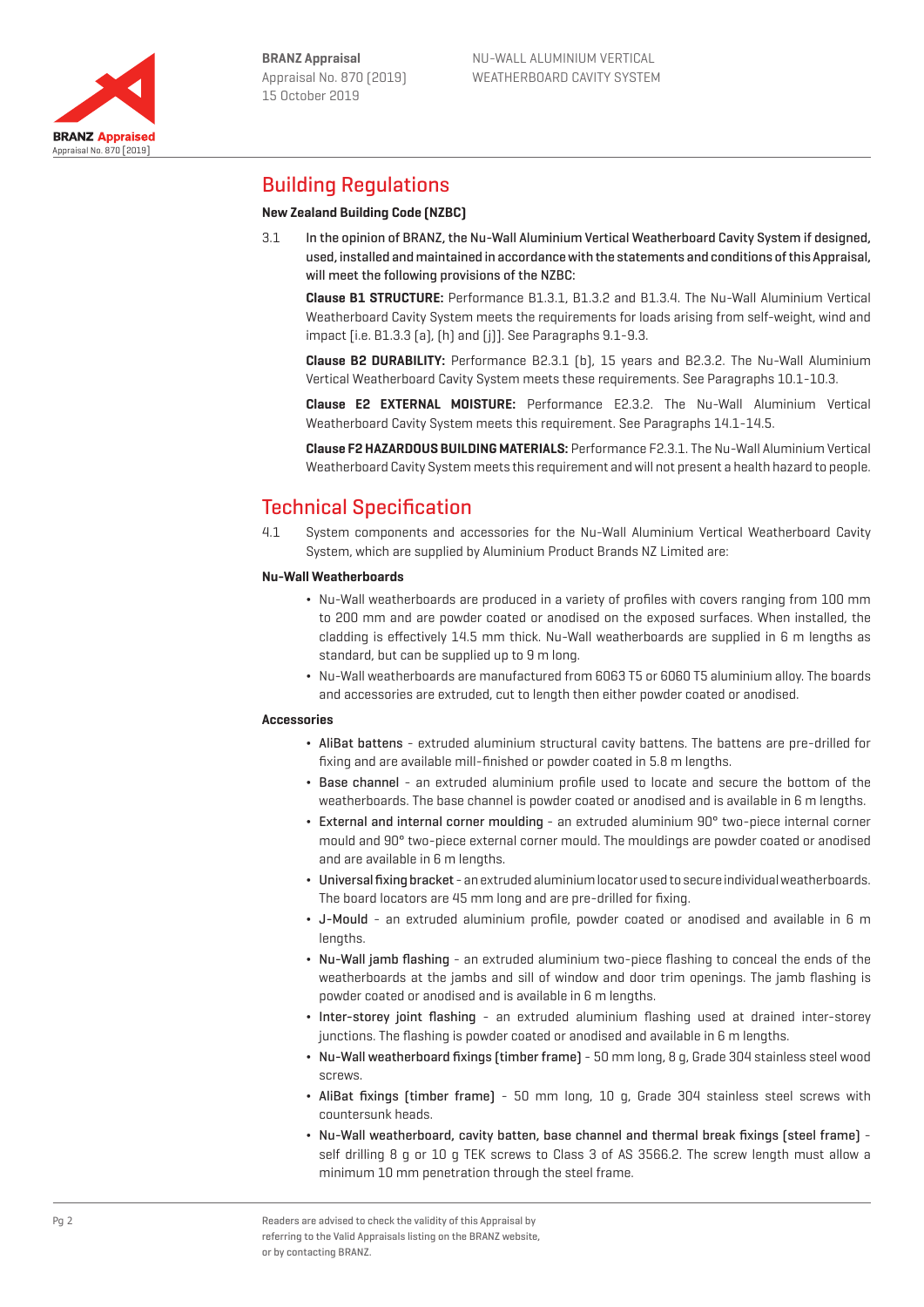## Building Regulations

### New Zealand Building Code (NZBC)

3.1 **In the opinion of BRANZ, the Nu-Wall Aluminium Vertical Weatherboard Cavity System if designed, used, installed and maintained in accordance with the statements and conditions of this Appraisal, will meet the following provisions of the NZBC:**

**Clause B1 STRUCTURE:** Performance B1.3.1, B1.3.2 and B1.3.4. The Nu-Wall Aluminium Vertical Weatherboard Cavity System meets the requirements for loads arising from self-weight, wind and impact [i.e. B1.3.3 (a), (h) and (j)]. See Paragraphs 9.1-9.3.

**Clause B2 DURABILITY:** Performance B2.3.1 (b), 15 years and B2.3.2. The Nu-Wall Aluminium Vertical Weatherboard Cavity System meets these requirements. See Paragraphs 10.1-10.3.

**Clause E2 EXTERNAL MOISTURE:** Performance E2.3.2. The Nu-Wall Aluminium Vertical Weatherboard Cavity System meets this requirement. See Paragraphs 14.1-14.5.

**Clause F2 HAZARDOUS BUILDING MATERIALS:** Performance F2.3.1. The Nu-Wall Aluminium Vertical Weatherboard Cavity System meets this requirement and will not present a health hazard to people.

## Technical Specification

4.1 System components and accessories for the Nu-Wall Aluminium Vertical Weatherboard Cavity System, which are supplied by Aluminium Product Brands NZ Limited are:

### Nu-Wall Weatherboards

- Nu-Wall weatherboards are produced in a variety of profiles with covers ranging from 100 mm to 200 mm and are powder coated or anodised on the exposed surfaces. When installed, the cladding is effectively 14.5 mm thick. Nu-Wall weatherboards are supplied in 6 m lengths as standard, but can be supplied up to 9 m long.
- Nu-Wall weatherboards are manufactured from 6063 T5 or 6060 T5 aluminium alloy. The boards and accessories are extruded, cut to length then either powder coated or anodised.

### Accessories

- AliBat battens - extruded aluminium structural cavity battens. The battens are pre-drilled for fixing and are available mill-finished or powder coated in 5.8 m lengths.
- Base channel - an extruded aluminium profile used to locate and secure the bottom of the weatherboards. The base channel is powder coated or anodised and is available in 6 m lengths.
- External and internal corner moulding - an extruded aluminium 90° two-piece internal corner mould and 90° two-piece external corner mould. The mouldings are powder coated or anodised and are available in 6 m lengths.
- Universal fixing bracket - an extruded aluminium locator used to secure individual weatherboards. The board locators are 45 mm long and are pre-drilled for fixing.
- J-Mould - an extruded aluminium profile, powder coated or anodised and available in 6 m lengths.
- Nu-Wall jamb flashing - an extruded aluminium two-piece flashing to conceal the ends of the weatherboards at the jambs and sill of window and door trim openings. The jamb flashing is powder coated or anodised and is available in 6 m lengths.
- Inter-storey joint flashing - an extruded aluminium flashing used at drained inter-storey junctions. The flashing is powder coated or anodised and available in 6 m lengths.
- Nu-Wall weatherboard fixings (timber frame) - 50 mm long, 8 g, Grade 304 stainless steel wood screws.
- AliBat fixings (timber frame) - 50 mm long, 10 g, Grade 304 stainless steel screws with countersunk heads.
- Nu-Wall weatherboard, cavity batten, base channel and thermal break fixings (steel frame) - self drilling 8 g or 10 g TEK screws to Class 3 of AS 3566.2. The screw length must allow a minimum 10 mm penetration through the steel frame.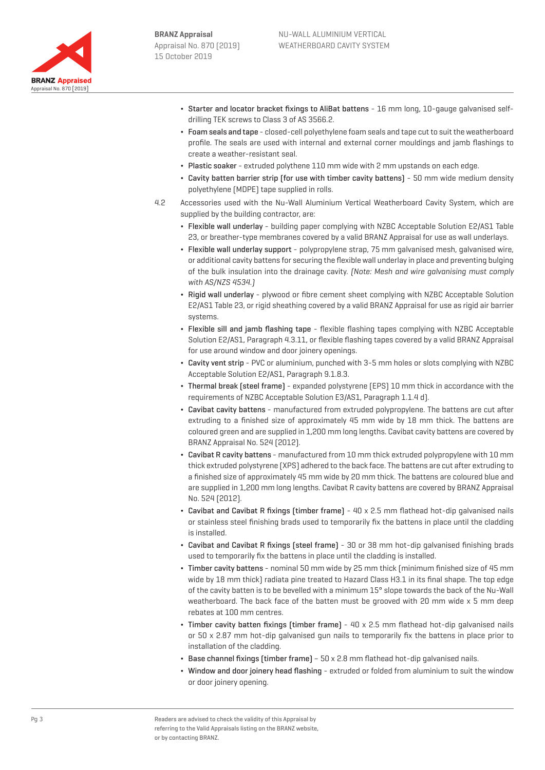- Starter and locator bracket fixings to AliBat battens - 16 mm long, 10-gauge galvanised self-drilling TEK screws to Class 3 of AS 3566.2.
- Foam seals and tape - closed-cell polyethylene foam seals and tape cut to suit the weatherboard profile. The seals are used with internal and external corner mouldings and jamb flashings to create a weather-resistant seal.
- Plastic soaker - extruded polythene 110 mm wide with 2 mm upstands on each edge.
- Cavity batten barrier strip (for use with timber cavity battens) - 50 mm wide medium density polyethylene (MDPE) tape supplied in rolls.

4.2 Accessories used with the Nu-Wall Aluminium Vertical Weatherboard Cavity System, which are supplied by the building contractor, are:

- Flexible wall underlay - building paper complying with NZBC Acceptable Solution E2/AS1 Table 23, or breather-type membranes covered by a valid BRANZ Appraisal for use as wall underlays.
- Flexible wall underlay support - polypropylene strap, 75 mm galvanised mesh, galvanised wire, or additional cavity battens for securing the flexible wall underlay in place and preventing bulging of the bulk insulation into the drainage cavity. *(Note: Mesh and wire galvanising must comply with AS/NZS 4534.)*
- Rigid wall underlay - plywood or fibre cement sheet complying with NZBC Acceptable Solution E2/AS1 Table 23, or rigid sheathing covered by a valid BRANZ Appraisal for use as rigid air barrier systems.
- Flexible sill and jamb flashing tape - flexible flashing tapes complying with NZBC Acceptable Solution E2/AS1, Paragraph 4.3.11, or flexible flashing tapes covered by a valid BRANZ Appraisal for use around window and door joinery openings.
- Cavity vent strip - PVC or aluminium, punched with 3-5 mm holes or slots complying with NZBC Acceptable Solution E2/AS1, Paragraph 9.1.8.3.
- Thermal break (steel frame) - expanded polystyrene (EPS) 10 mm thick in accordance with the requirements of NZBC Acceptable Solution E3/AS1, Paragraph 1.1.4 d).
- Cavibat cavity battens - manufactured from extruded polypropylene. The battens are cut after extruding to a finished size of approximately 45 mm wide by 18 mm thick. The battens are coloured green and are supplied in 1,200 mm long lengths. Cavibat cavity battens are covered by BRANZ Appraisal No. 524 (2012).
- Cavibat R cavity battens - manufactured from 10 mm thick extruded polypropylene with 10 mm thick extruded polystyrene (XPS) adhered to the back face. The battens are cut after extruding to a finished size of approximately 45 mm wide by 20 mm thick. The battens are coloured blue and are supplied in 1,200 mm long lengths. Cavibat R cavity battens are covered by BRANZ Appraisal No. 524 (2012).
- Cavibat and Cavibat R fixings (timber frame) - 40 x 2.5 mm flathead hot-dip galvanised nails or stainless steel finishing brads used to temporarily fix the battens in place until the cladding is installed.
- Cavibat and Cavibat R fixings (steel frame) - 30 or 38 mm hot-dip galvanised finishing brads used to temporarily fix the battens in place until the cladding is installed.
- Timber cavity battens - nominal 50 mm wide by 25 mm thick (minimum finished size of 45 mm wide by 18 mm thick) radiata pine treated to Hazard Class H3.1 in its final shape. The top edge of the cavity batten is to be bevelled with a minimum 15° slope towards the back of the Nu-Wall weatherboard. The back face of the batten must be grooved with 20 mm wide x 5 mm deep rebates at 100 mm centres.
- Timber cavity batten fixings (timber frame) - 40 x 2.5 mm flathead hot-dip galvanised nails or 50 x 2.87 mm hot-dip galvanised gun nails to temporarily fix the battens in place prior to installation of the cladding.
- Base channel fixings (timber frame) – 50 x 2.8 mm flathead hot-dip galvanised nails.
- Window and door joinery head flashing - extruded or folded from aluminium to suit the window or door joinery opening.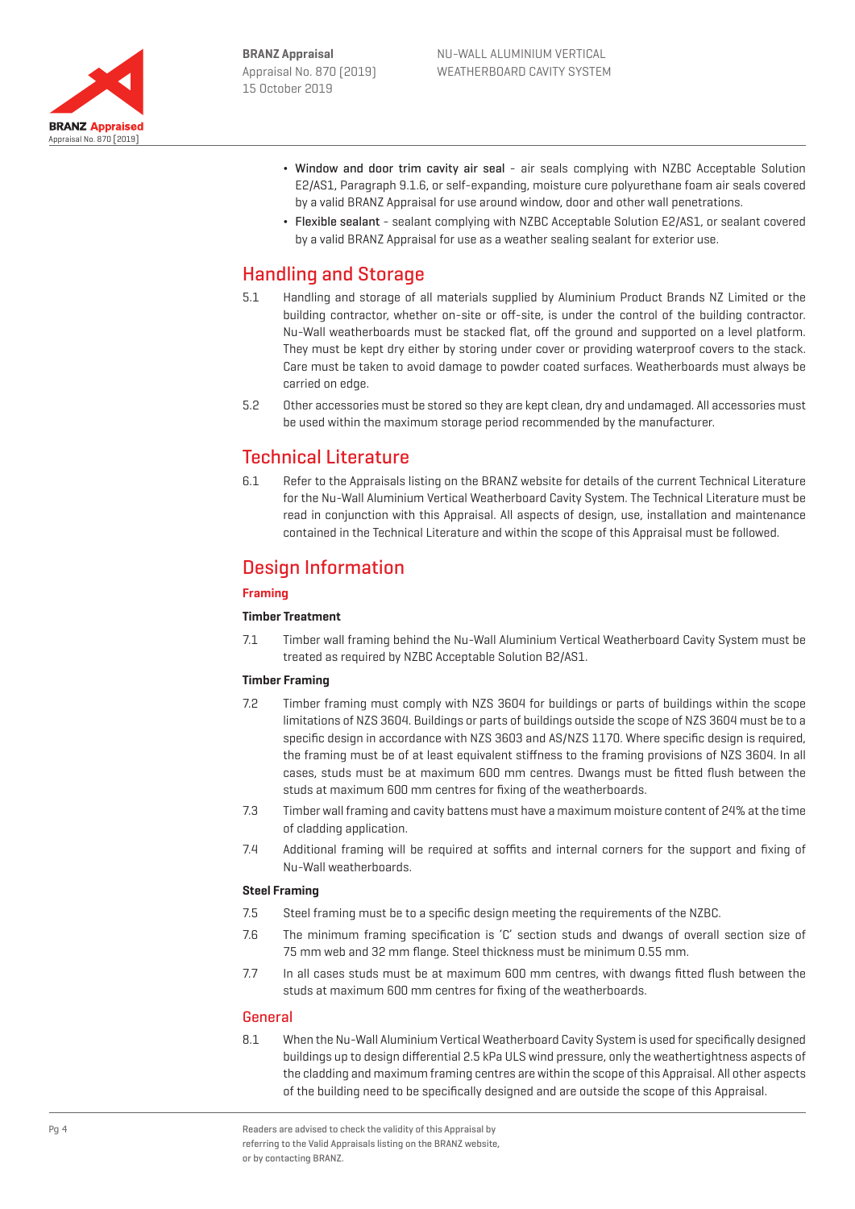- **Window and door trim cavity air seal** - air seals complying with NZBC Acceptable Solution E2/AS1, Paragraph 9.1.6, or self-expanding, moisture cure polyurethane foam air seals covered by a valid BRANZ Appraisal for use around window, door and other wall penetrations.
- **Flexible sealant** - sealant complying with NZBC Acceptable Solution E2/AS1, or sealant covered by a valid BRANZ Appraisal for use as a weather sealing sealant for exterior use.

## Handling and Storage

5.1 Handling and storage of all materials supplied by Aluminium Product Brands NZ Limited or the building contractor, whether on-site or off-site, is under the control of the building contractor. Nu-Wall weatherboards must be stacked flat, off the ground and supported on a level platform. They must be kept dry either by storing under cover or providing waterproof covers to the stack. Care must be taken to avoid damage to powder coated surfaces. Weatherboards must always be carried on edge.

5.2 Other accessories must be stored so they are kept clean, dry and undamaged. All accessories must be used within the maximum storage period recommended by the manufacturer.

## Technical Literature

6.1 Refer to the Appraisals listing on the BRANZ website for details of the current Technical Literature for the Nu-Wall Aluminium Vertical Weatherboard Cavity System. The Technical Literature must be read in conjunction with this Appraisal. All aspects of design, use, installation and maintenance contained in the Technical Literature and within the scope of this Appraisal must be followed.

## Design Information

### Framing

#### Timber Treatment

7.1 Timber wall framing behind the Nu-Wall Aluminium Vertical Weatherboard Cavity System must be treated as required by NZBC Acceptable Solution B2/AS1.

#### Timber Framing

7.2 Timber framing must comply with NZS 3604 for buildings or parts of buildings within the scope limitations of NZS 3604. Buildings or parts of buildings outside the scope of NZS 3604 must be to a specific design in accordance with NZS 3603 and AS/NZS 1170. Where specific design is required, the framing must be of at least equivalent stiffness to the framing provisions of NZS 3604. In all cases, studs must be at maximum 600 mm centres. Dwangs must be fitted flush between the studs at maximum 600 mm centres for fixing of the weatherboards.

7.3 Timber wall framing and cavity battens must have a maximum moisture content of 24% at the time of cladding application.

7.4 Additional framing will be required at soffits and internal corners for the support and fixing of Nu-Wall weatherboards.

#### Steel Framing

7.5 Steel framing must be to a specific design meeting the requirements of the NZBC.

7.6 The minimum framing specification is 'C' section studs and dwangs of overall section size of 75 mm web and 32 mm flange. Steel thickness must be minimum 0.55 mm.

7.7 In all cases studs must be at maximum 600 mm centres, with dwangs fitted flush between the studs at maximum 600 mm centres for fixing of the weatherboards.

### General

8.1 When the Nu-Wall Aluminium Vertical Weatherboard Cavity System is used for specifically designed buildings up to design differential 2.5 kPa ULS wind pressure, only the weathertightness aspects of the cladding and maximum framing centres are within the scope of this Appraisal. All other aspects of the building need to be specifically designed and are outside the scope of this Appraisal.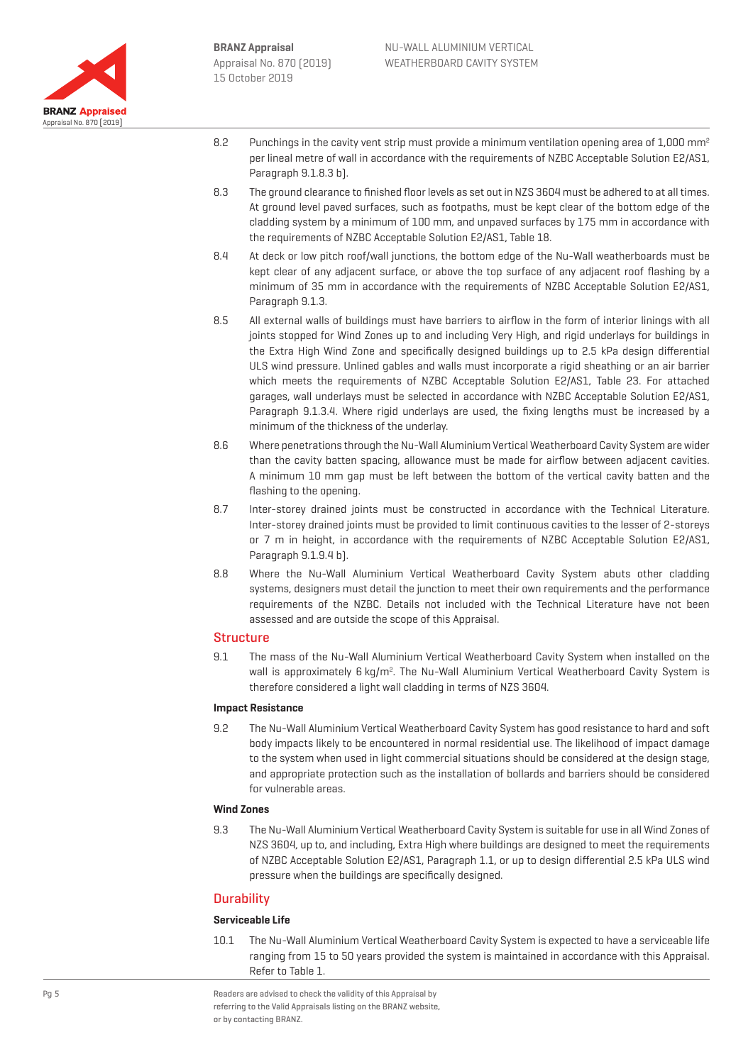8.2 Punchings in the cavity vent strip must provide a minimum ventilation opening area of 1,000 $mm^2$ per lineal metre of wall in accordance with the requirements of NZBC Acceptable Solution E2/AS1, Paragraph 9.1.8.3 b).

8.3 The ground clearance to finished floor levels as set out in NZS 3604 must be adhered to at all times. At ground level paved surfaces, such as footpaths, must be kept clear of the bottom edge of the cladding system by a minimum of 100 mm, and unpaved surfaces by 175 mm in accordance with the requirements of NZBC Acceptable Solution E2/AS1, Table 18.

8.4 At deck or low pitch roof/wall junctions, the bottom edge of the Nu-Wall weatherboards must be kept clear of any adjacent surface, or above the top surface of any adjacent roof flashing by a minimum of 35 mm in accordance with the requirements of NZBC Acceptable Solution E2/AS1, Paragraph 9.1.3.

8.5 All external walls of buildings must have barriers to airflow in the form of interior linings with all joints stopped for Wind Zones up to and including Very High, and rigid underlays for buildings in the Extra High Wind Zone and specifically designed buildings up to 2.5 kPa design differential ULS wind pressure. Unlined gables and walls must incorporate a rigid sheathing or an air barrier which meets the requirements of NZBC Acceptable Solution E2/AS1, Table 23. For attached garages, wall underlays must be selected in accordance with NZBC Acceptable Solution E2/AS1, Paragraph 9.1.3.4. Where rigid underlays are used, the fixing lengths must be increased by a minimum of the thickness of the underlay.

8.6 Where penetrations through the Nu-Wall Aluminium Vertical Weatherboard Cavity System are wider than the cavity batten spacing, allowance must be made for airflow between adjacent cavities. A minimum 10 mm gap must be left between the bottom of the vertical cavity batten and the flashing to the opening.

8.7 Inter-storey drained joints must be constructed in accordance with the Technical Literature. Inter-storey drained joints must be provided to limit continuous cavities to the lesser of 2-storeys or 7 m in height, in accordance with the requirements of NZBC Acceptable Solution E2/AS1, Paragraph 9.1.9.4 b).

8.8 Where the Nu-Wall Aluminium Vertical Weatherboard Cavity System abuts other cladding systems, designers must detail the junction to meet their own requirements and the performance requirements of the NZBC. Details not included with the Technical Literature have not been assessed and are outside the scope of this Appraisal.

## Structure

9.1 The mass of the Nu-Wall Aluminium Vertical Weatherboard Cavity System when installed on the wall is approximately 6 $kg/m^2$. The Nu-Wall Aluminium Vertical Weatherboard Cavity System is therefore considered a light wall cladding in terms of NZS 3604.

### Impact Resistance

9.2 The Nu-Wall Aluminium Vertical Weatherboard Cavity System has good resistance to hard and soft body impacts likely to be encountered in normal residential use. The likelihood of impact damage to the system when used in light commercial situations should be considered at the design stage, and appropriate protection such as the installation of bollards and barriers should be considered for vulnerable areas.

### Wind Zones

9.3 The Nu-Wall Aluminium Vertical Weatherboard Cavity System is suitable for use in all Wind Zones of NZS 3604, up to, and including, Extra High where buildings are designed to meet the requirements of NZBC Acceptable Solution E2/AS1, Paragraph 1.1, or up to design differential 2.5 kPa ULS wind pressure when the buildings are specifically designed.

## Durability

### Serviceable Life

10.1 The Nu-Wall Aluminium Vertical Weatherboard Cavity System is expected to have a serviceable life ranging from 15 to 50 years provided the system is maintained in accordance with this Appraisal. Refer to Table 1.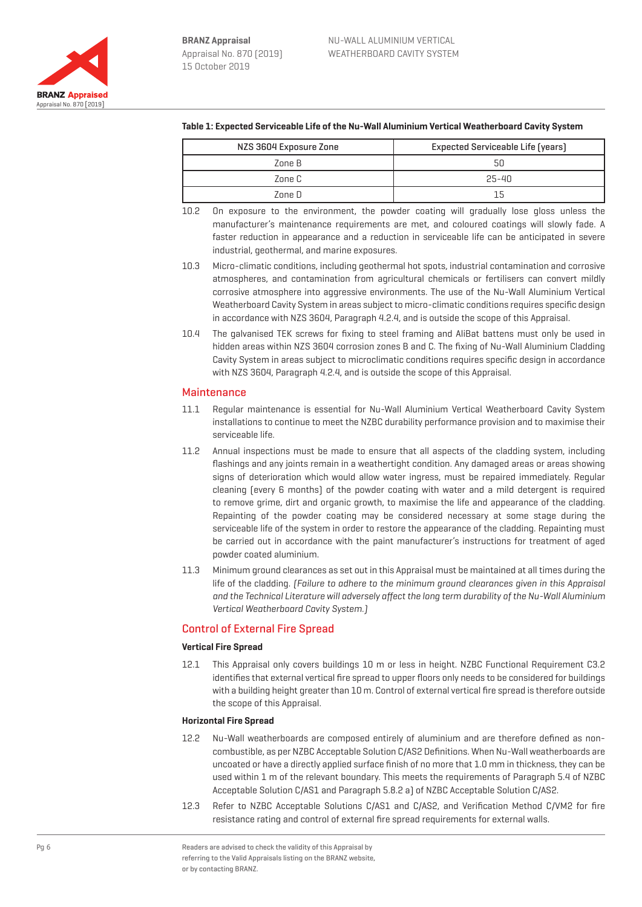**Table 1: Expected Serviceable Life of the Nu-Wall Aluminium Vertical Weatherboard Cavity System**

| NZS 3604 Exposure Zone | Expected Serviceable Life (years) |
|---|---|
| Zone B | 50 |
| Zone C | 25-40 |
| Zone D | 15 |

10.2 On exposure to the environment, the powder coating will gradually lose gloss unless the manufacturer's maintenance requirements are met, and coloured coatings will slowly fade. A faster reduction in appearance and a reduction in serviceable life can be anticipated in severe industrial, geothermal, and marine exposures.

10.3 Micro-climatic conditions, including geothermal hot spots, industrial contamination and corrosive atmospheres, and contamination from agricultural chemicals or fertilisers can convert mildly corrosive atmosphere into aggressive environments. The use of the Nu-Wall Aluminium Vertical Weatherboard Cavity System in areas subject to micro-climatic conditions requires specific design in accordance with NZS 3604, Paragraph 4.2.4, and is outside the scope of this Appraisal.

10.4 The galvanised TEK screws for fixing to steel framing and AliBat battens must only be used in hidden areas within NZS 3604 corrosion zones B and C. The fixing of Nu-Wall Aluminium Cladding Cavity System in areas subject to microclimatic conditions requires specific design in accordance with NZS 3604, Paragraph 4.2.4, and is outside the scope of this Appraisal.

## Maintenance

11.1 Regular maintenance is essential for Nu-Wall Aluminium Vertical Weatherboard Cavity System installations to continue to meet the NZBC durability performance provision and to maximise their serviceable life.

11.2 Annual inspections must be made to ensure that all aspects of the cladding system, including flashings and any joints remain in a weathertight condition. Any damaged areas or areas showing signs of deterioration which would allow water ingress, must be repaired immediately. Regular cleaning (every 6 months) of the powder coating with water and a mild detergent is required to remove grime, dirt and organic growth, to maximise the life and appearance of the cladding. Repainting of the powder coating may be considered necessary at some stage during the serviceable life of the system in order to restore the appearance of the cladding. Repainting must be carried out in accordance with the paint manufacturer's instructions for treatment of aged powder coated aluminium.

11.3 Minimum ground clearances as set out in this Appraisal must be maintained at all times during the life of the cladding. *(Failure to adhere to the minimum ground clearances given in this Appraisal and the Technical Literature will adversely affect the long term durability of the Nu-Wall Aluminium Vertical Weatherboard Cavity System.)*

## Control of External Fire Spread

### Vertical Fire Spread

12.1 This Appraisal only covers buildings 10 m or less in height. NZBC Functional Requirement C3.2 identifies that external vertical fire spread to upper floors only needs to be considered for buildings with a building height greater than 10 m. Control of external vertical fire spread is therefore outside the scope of this Appraisal.

### Horizontal Fire Spread

12.2 Nu-Wall weatherboards are composed entirely of aluminium and are therefore defined as non-combustible, as per NZBC Acceptable Solution C/AS2 Definitions. When Nu-Wall weatherboards are uncoated or have a directly applied surface finish of no more that 1.0 mm in thickness, they can be used within 1 m of the relevant boundary. This meets the requirements of Paragraph 5.4 of NZBC Acceptable Solution C/AS1 and Paragraph 5.8.2 a) of NZBC Acceptable Solution C/AS2.

12.3 Refer to NZBC Acceptable Solutions C/AS1 and C/AS2, and Verification Method C/VM2 for fire resistance rating and control of external fire spread requirements for external walls.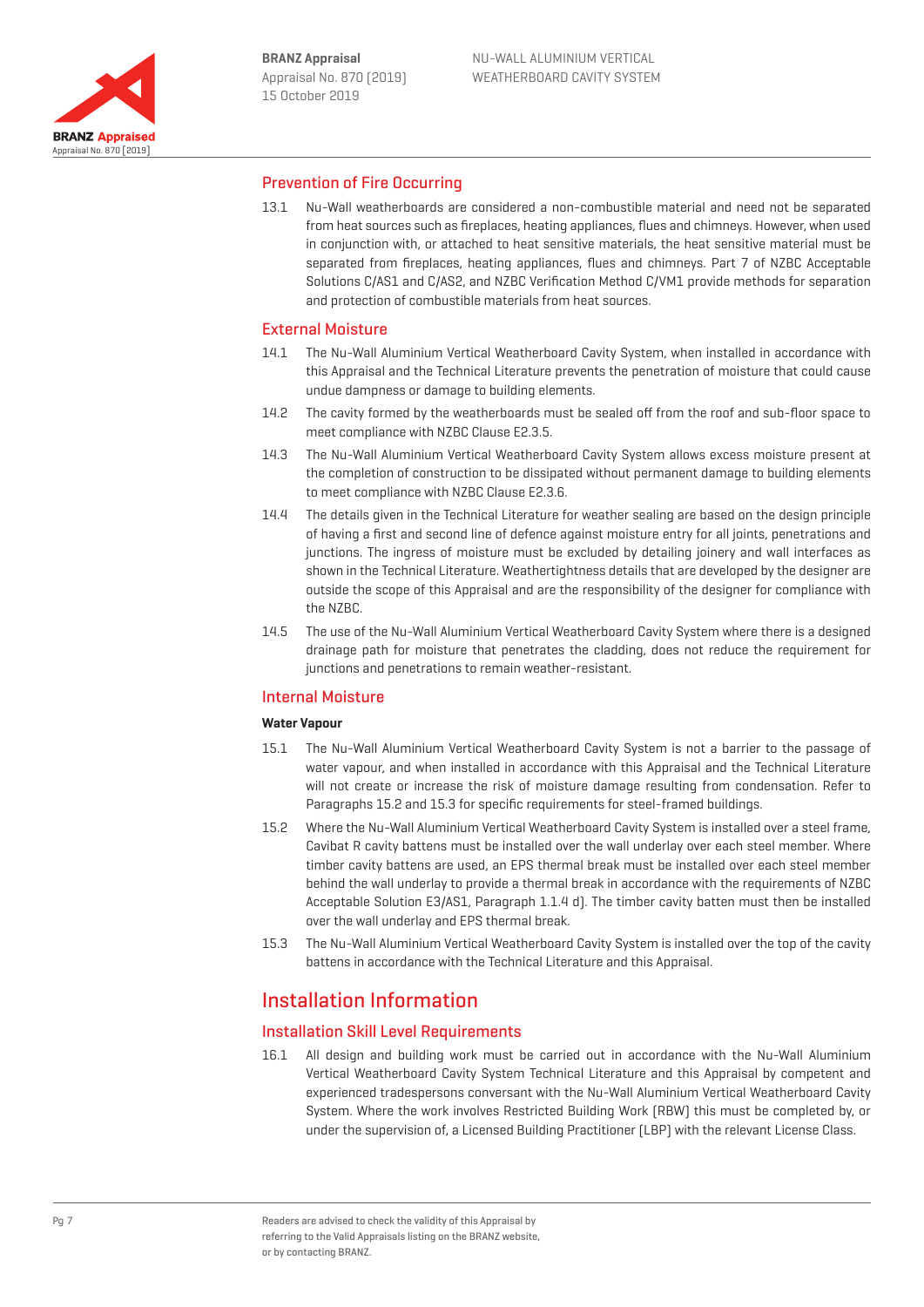## Prevention of Fire Occurring

13.1 Nu-Wall weatherboards are considered a non-combustible material and need not be separated from heat sources such as fireplaces, heating appliances, flues and chimneys. However, when used in conjunction with, or attached to heat sensitive materials, the heat sensitive material must be separated from fireplaces, heating appliances, flues and chimneys. Part 7 of NZBC Acceptable Solutions C/AS1 and C/AS2, and NZBC Verification Method C/VM1 provide methods for separation and protection of combustible materials from heat sources.

## External Moisture

14.1 The Nu-Wall Aluminium Vertical Weatherboard Cavity System, when installed in accordance with this Appraisal and the Technical Literature prevents the penetration of moisture that could cause undue dampness or damage to building elements.

14.2 The cavity formed by the weatherboards must be sealed off from the roof and sub-floor space to meet compliance with NZBC Clause E2.3.5.

14.3 The Nu-Wall Aluminium Vertical Weatherboard Cavity System allows excess moisture present at the completion of construction to be dissipated without permanent damage to building elements to meet compliance with NZBC Clause E2.3.6.

14.4 The details given in the Technical Literature for weather sealing are based on the design principle of having a first and second line of defence against moisture entry for all joints, penetrations and junctions. The ingress of moisture must be excluded by detailing joinery and wall interfaces as shown in the Technical Literature. Weathertightness details that are developed by the designer are outside the scope of this Appraisal and are the responsibility of the designer for compliance with the NZBC.

14.5 The use of the Nu-Wall Aluminium Vertical Weatherboard Cavity System where there is a designed drainage path for moisture that penetrates the cladding, does not reduce the requirement for junctions and penetrations to remain weather-resistant.

## Internal Moisture

**Water Vapour**

15.1 The Nu-Wall Aluminium Vertical Weatherboard Cavity System is not a barrier to the passage of water vapour, and when installed in accordance with this Appraisal and the Technical Literature will not create or increase the risk of moisture damage resulting from condensation. Refer to Paragraphs 15.2 and 15.3 for specific requirements for steel-framed buildings.

15.2 Where the Nu-Wall Aluminium Vertical Weatherboard Cavity System is installed over a steel frame, Cavibat R cavity battens must be installed over the wall underlay over each steel member. Where timber cavity battens are used, an EPS thermal break must be installed over each steel member behind the wall underlay to provide a thermal break in accordance with the requirements of NZBC Acceptable Solution E3/AS1, Paragraph 1.1.4 d). The timber cavity batten must then be installed over the wall underlay and EPS thermal break.

15.3 The Nu-Wall Aluminium Vertical Weatherboard Cavity System is installed over the top of the cavity battens in accordance with the Technical Literature and this Appraisal.

# Installation Information

## Installation Skill Level Requirements

16.1 All design and building work must be carried out in accordance with the Nu-Wall Aluminium Vertical Weatherboard Cavity System Technical Literature and this Appraisal by competent and experienced tradespersons conversant with the Nu-Wall Aluminium Vertical Weatherboard Cavity System. Where the work involves Restricted Building Work (RBW) this must be completed by, or under the supervision of, a Licensed Building Practitioner (LBP) with the relevant License Class.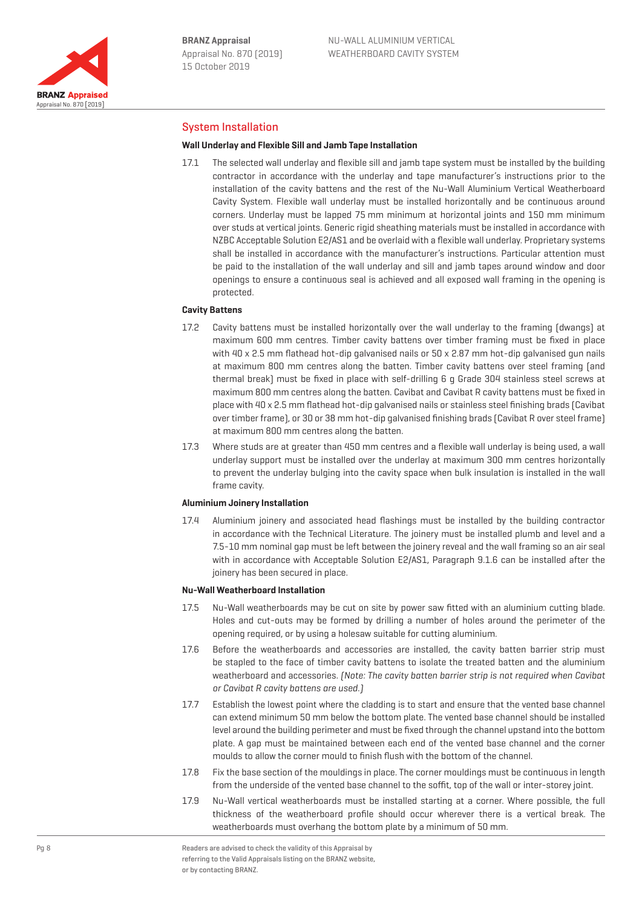## System Installation

### Wall Underlay and Flexible Sill and Jamb Tape Installation

17.1 The selected wall underlay and flexible sill and jamb tape system must be installed by the building contractor in accordance with the underlay and tape manufacturer's instructions prior to the installation of the cavity battens and the rest of the Nu-Wall Aluminium Vertical Weatherboard Cavity System. Flexible wall underlay must be installed horizontally and be continuous around corners. Underlay must be lapped 75 mm minimum at horizontal joints and 150 mm minimum over studs at vertical joints. Generic rigid sheathing materials must be installed in accordance with NZBC Acceptable Solution E2/AS1 and be overlaid with a flexible wall underlay. Proprietary systems shall be installed in accordance with the manufacturer's instructions. Particular attention must be paid to the installation of the wall underlay and sill and jamb tapes around window and door openings to ensure a continuous seal is achieved and all exposed wall framing in the opening is protected.

### Cavity Battens

17.2 Cavity battens must be installed horizontally over the wall underlay to the framing (dwangs) at maximum 600 mm centres. Timber cavity battens over timber framing must be fixed in place with 40 x 2.5 mm flathead hot-dip galvanised nails or 50 x 2.87 mm hot-dip galvanised gun nails at maximum 800 mm centres along the batten. Timber cavity battens over steel framing (and thermal break) must be fixed in place with self-drilling 6 g Grade 304 stainless steel screws at maximum 800 mm centres along the batten. Cavibat and Cavibat R cavity battens must be fixed in place with 40 x 2.5 mm flathead hot-dip galvanised nails or stainless steel finishing brads (Cavibat over timber frame), or 30 or 38 mm hot-dip galvanised finishing brads (Cavibat R over steel frame) at maximum 800 mm centres along the batten.

17.3 Where studs are at greater than 450 mm centres and a flexible wall underlay is being used, a wall underlay support must be installed over the underlay at maximum 300 mm centres horizontally to prevent the underlay bulging into the cavity space when bulk insulation is installed in the wall frame cavity.

### Aluminium Joinery Installation

17.4 Aluminium joinery and associated head flashings must be installed by the building contractor in accordance with the Technical Literature. The joinery must be installed plumb and level and a 7.5-10 mm nominal gap must be left between the joinery reveal and the wall framing so an air seal with in accordance with Acceptable Solution E2/AS1, Paragraph 9.1.6 can be installed after the joinery has been secured in place.

### Nu-Wall Weatherboard Installation

17.5 Nu-Wall weatherboards may be cut on site by power saw fitted with an aluminium cutting blade. Holes and cut-outs may be formed by drilling a number of holes around the perimeter of the opening required, or by using a holesaw suitable for cutting aluminium.

17.6 Before the weatherboards and accessories are installed, the cavity batten barrier strip must be stapled to the face of timber cavity battens to isolate the treated batten and the aluminium weatherboard and accessories. *(Note: The cavity batten barrier strip is not required when Cavibat or Cavibat R cavity battens are used.)*

17.7 Establish the lowest point where the cladding is to start and ensure that the vented base channel can extend minimum 50 mm below the bottom plate. The vented base channel should be installed level around the building perimeter and must be fixed through the channel upstand into the bottom plate. A gap must be maintained between each end of the vented base channel and the corner moulds to allow the corner mould to finish flush with the bottom of the channel.

17.8 Fix the base section of the mouldings in place. The corner mouldings must be continuous in length from the underside of the vented base channel to the soffit, top of the wall or inter-storey joint.

17.9 Nu-Wall vertical weatherboards must be installed starting at a corner. Where possible, the full thickness of the weatherboard profile should occur wherever there is a vertical break. The weatherboards must overhang the bottom plate by a minimum of 50 mm.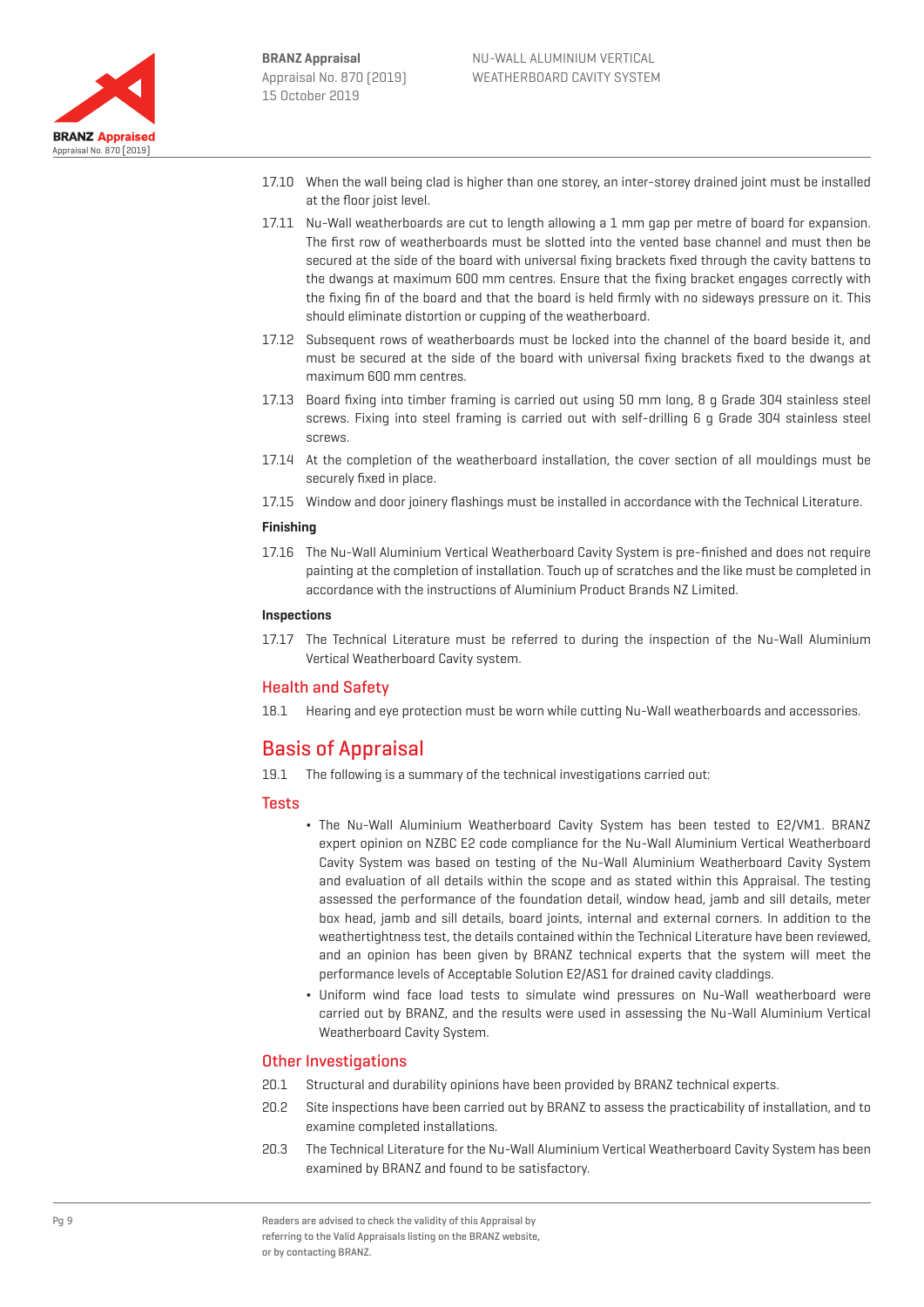17.10 When the wall being clad is higher than one storey, an inter-storey drained joint must be installed at the floor joist level.

17.11 Nu-Wall weatherboards are cut to length allowing a 1 mm gap per metre of board for expansion. The first row of weatherboards must be slotted into the vented base channel and must then be secured at the side of the board with universal fixing brackets fixed through the cavity battens to the dwangs at maximum 600 mm centres. Ensure that the fixing bracket engages correctly with the fixing fin of the board and that the board is held firmly with no sideways pressure on it. This should eliminate distortion or cupping of the weatherboard.

17.12 Subsequent rows of weatherboards must be locked into the channel of the board beside it, and must be secured at the side of the board with universal fixing brackets fixed to the dwangs at maximum 600 mm centres.

17.13 Board fixing into timber framing is carried out using 50 mm long, 8 g Grade 304 stainless steel screws. Fixing into steel framing is carried out with self-drilling 6 g Grade 304 stainless steel screws.

17.14 At the completion of the weatherboard installation, the cover section of all mouldings must be securely fixed in place.

17.15 Window and door joinery flashings must be installed in accordance with the Technical Literature.

**Finishing**

17.16 The Nu-Wall Aluminium Vertical Weatherboard Cavity System is pre-finished and does not require painting at the completion of installation. Touch up of scratches and the like must be completed in accordance with the instructions of Aluminium Product Brands NZ Limited.

**Inspections**

17.17 The Technical Literature must be referred to during the inspection of the Nu-Wall Aluminium Vertical Weatherboard Cavity system.

### Health and Safety

18.1 Hearing and eye protection must be worn while cutting Nu-Wall weatherboards and accessories.

## Basis of Appraisal

19.1 The following is a summary of the technical investigations carried out:

### Tests

- The Nu-Wall Aluminium Weatherboard Cavity System has been tested to E2/VM1. BRANZ expert opinion on NZBC E2 code compliance for the Nu-Wall Aluminium Vertical Weatherboard Cavity System was based on testing of the Nu-Wall Aluminium Weatherboard Cavity System and evaluation of all details within the scope and as stated within this Appraisal. The testing assessed the performance of the foundation detail, window head, jamb and sill details, meter box head, jamb and sill details, board joints, internal and external corners. In addition to the weathertightness test, the details contained within the Technical Literature have been reviewed, and an opinion has been given by BRANZ technical experts that the system will meet the performance levels of Acceptable Solution E2/AS1 for drained cavity claddings.
- Uniform wind face load tests to simulate wind pressures on Nu-Wall weatherboard were carried out by BRANZ, and the results were used in assessing the Nu-Wall Aluminium Vertical Weatherboard Cavity System.

### Other Investigations

20.1 Structural and durability opinions have been provided by BRANZ technical experts.

20.2 Site inspections have been carried out by BRANZ to assess the practicability of installation, and to examine completed installations.

20.3 The Technical Literature for the Nu-Wall Aluminium Vertical Weatherboard Cavity System has been examined by BRANZ and found to be satisfactory.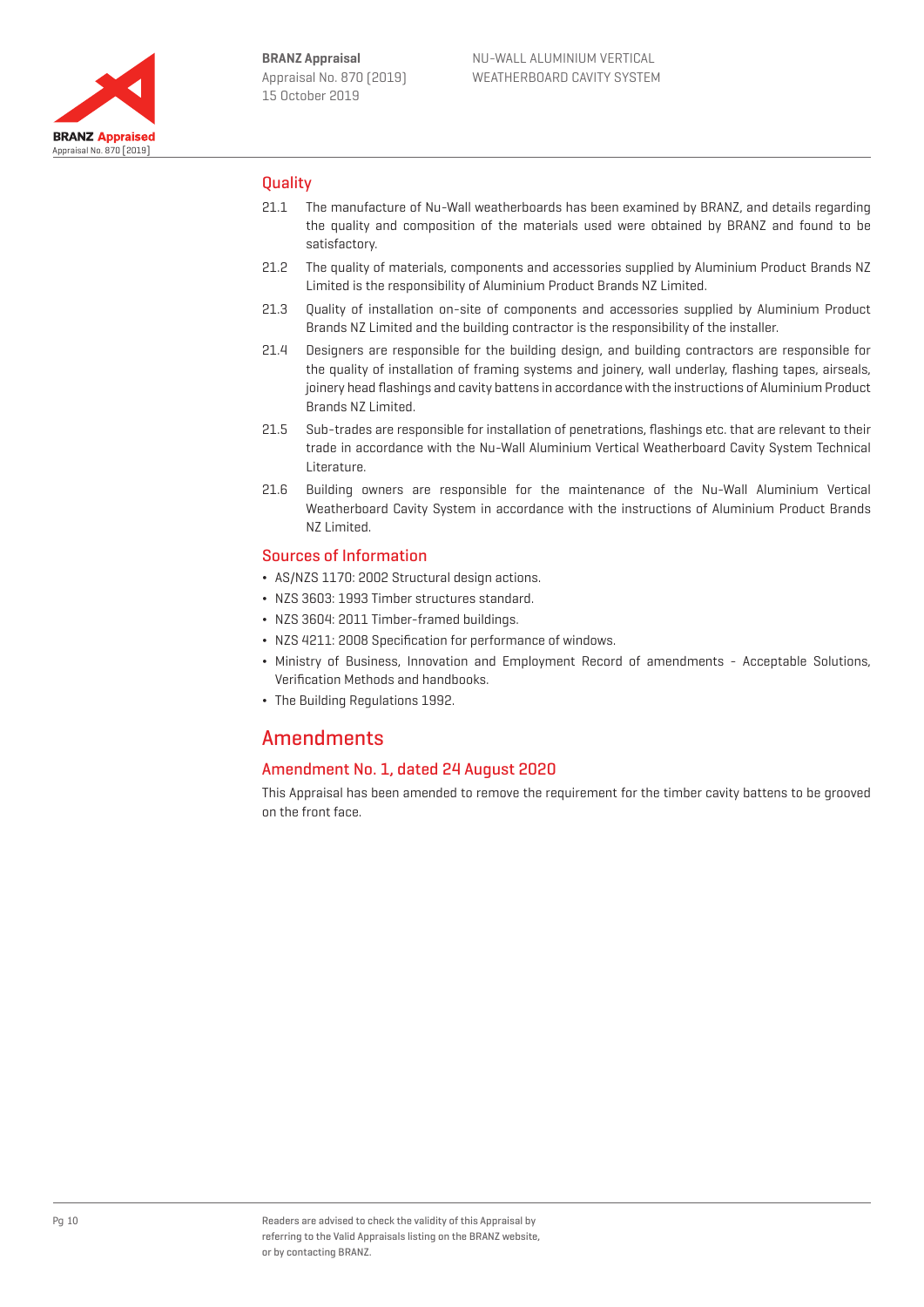## Quality

21.1 The manufacture of Nu-Wall weatherboards has been examined by BRANZ, and details regarding the quality and composition of the materials used were obtained by BRANZ and found to be satisfactory.

21.2 The quality of materials, components and accessories supplied by Aluminium Product Brands NZ Limited is the responsibility of Aluminium Product Brands NZ Limited.

21.3 Quality of installation on-site of components and accessories supplied by Aluminium Product Brands NZ Limited and the building contractor is the responsibility of the installer.

21.4 Designers are responsible for the building design, and building contractors are responsible for the quality of installation of framing systems and joinery, wall underlay, flashing tapes, airseals, joinery head flashings and cavity battens in accordance with the instructions of Aluminium Product Brands NZ Limited.

21.5 Sub-trades are responsible for installation of penetrations, flashings etc. that are relevant to their trade in accordance with the Nu-Wall Aluminium Vertical Weatherboard Cavity System Technical Literature.

21.6 Building owners are responsible for the maintenance of the Nu-Wall Aluminium Vertical Weatherboard Cavity System in accordance with the instructions of Aluminium Product Brands NZ Limited.

## Sources of Information

- AS/NZS 1170: 2002 Structural design actions.
- NZS 3603: 1993 Timber structures standard.
- NZS 3604: 2011 Timber-framed buildings.
- NZS 4211: 2008 Specification for performance of windows.
- Ministry of Business, Innovation and Employment Record of amendments - Acceptable Solutions, Verification Methods and handbooks.
- The Building Regulations 1992.

# Amendments

## Amendment No. 1, dated 24 August 2020

This Appraisal has been amended to remove the requirement for the timber cavity battens to be grooved on the front face.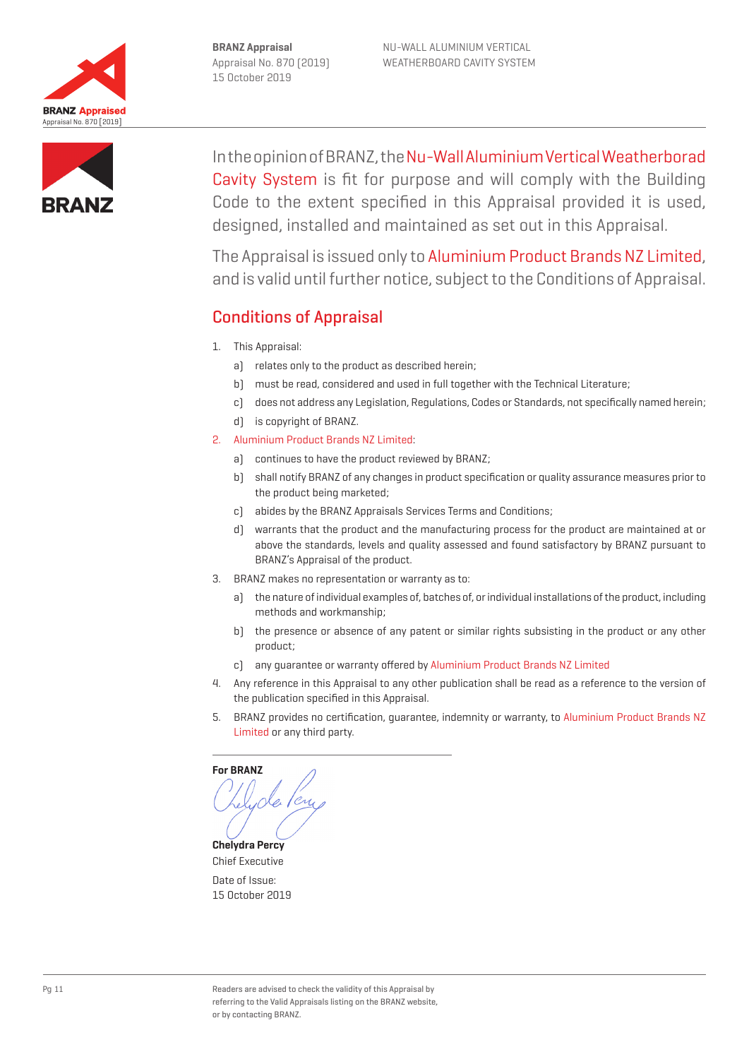In the opinion of BRANZ, the Nu-Wall Aluminium Vertical Weatherborad Cavity System is fit for purpose and will comply with the Building Code to the extent specified in this Appraisal provided it is used, designed, installed and maintained as set out in this Appraisal.

The Appraisal is issued only to Aluminium Product Brands NZ Limited, and is valid until further notice, subject to the Conditions of Appraisal.

## Conditions of Appraisal

1. This Appraisal:
   a) relates only to the product as described herein;
   b) must be read, considered and used in full together with the Technical Literature;
   c) does not address any Legislation, Regulations, Codes or Standards, not specifically named herein;
   d) is copyright of BRANZ.
2. Aluminium Product Brands NZ Limited:
   a) continues to have the product reviewed by BRANZ;
   b) shall notify BRANZ of any changes in product specification or quality assurance measures prior to the product being marketed;
   c) abides by the BRANZ Appraisals Services Terms and Conditions;
   d) warrants that the product and the manufacturing process for the product are maintained at or above the standards, levels and quality assessed and found satisfactory by BRANZ pursuant to BRANZ's Appraisal of the product.
3. BRANZ makes no representation or warranty as to:
   a) the nature of individual examples of, batches of, or individual installations of the product, including methods and workmanship;
   b) the presence or absence of any patent or similar rights subsisting in the product or any other product;
   c) any guarantee or warranty offered by Aluminium Product Brands NZ Limited
4. Any reference in this Appraisal to any other publication shall be read as a reference to the version of the publication specified in this Appraisal.
5. BRANZ provides no certification, guarantee, indemnity or warranty, to Aluminium Product Brands NZ Limited or any third party.

**For BRANZ**

**Chelydra Percy**
Chief Executive

Date of Issue:
15 October 2019

Readers are advised to check the validity of this Appraisal by referring to the Valid Appraisals listing on the BRANZ website, or by contacting BRANZ.